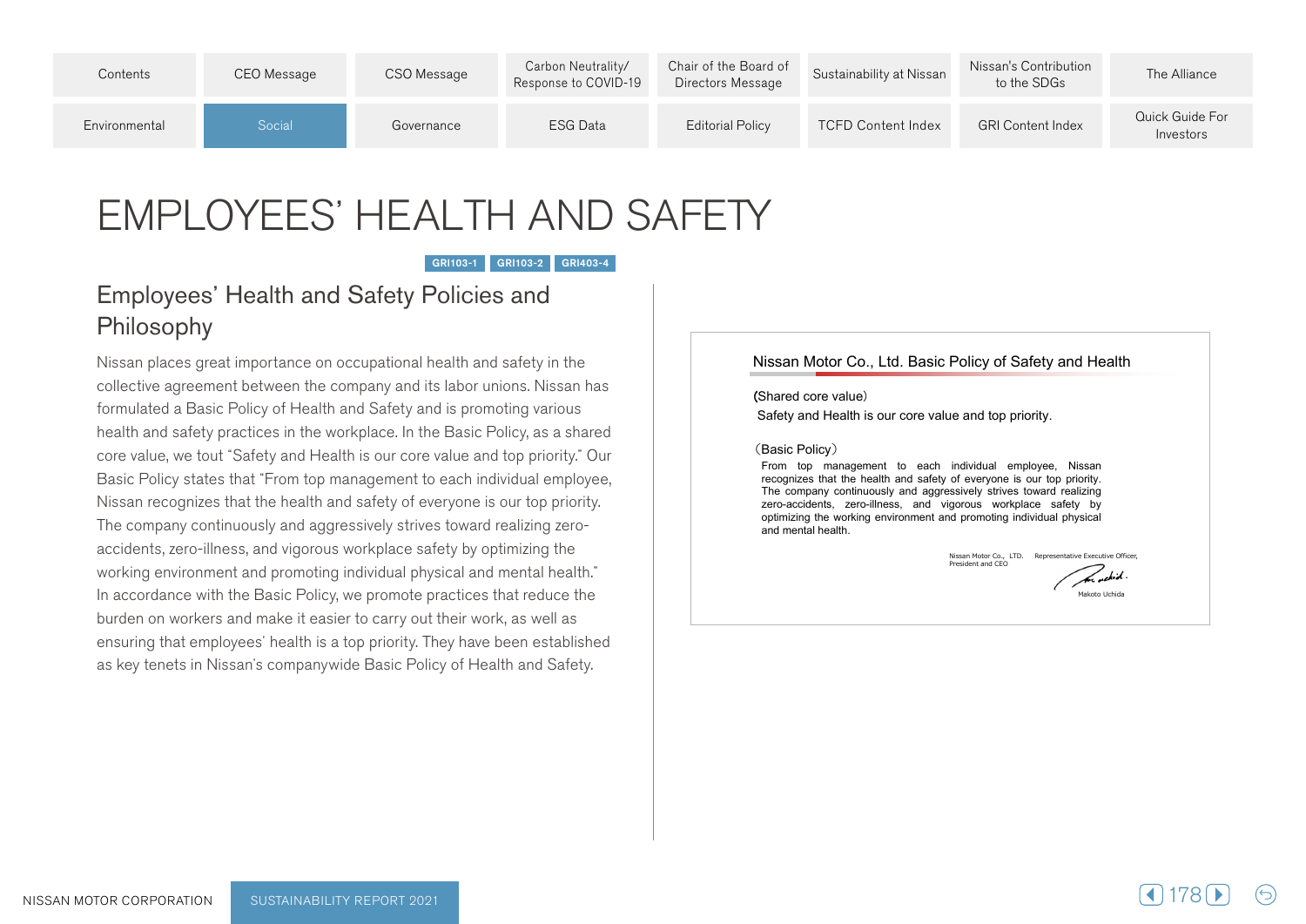# EMPLOYEES' HEALTH AND SAFETY

GRI103-1 GRI103-2 GRI403-4

## Employees' Health and Safety Policies and Philosophy

Nissan places great importance on occupational health and safety in the collective agreement between the company and its labor unions. Nissan has formulated a Basic Policy of Health and Safety and is promoting various health and safety practices in the workplace. In the Basic Policy, as a shared core value, we tout "Safety and Health is our core value and top priority." Our Basic Policy states that "From top management to each individual employee, Nissan recognizes that the health and safety of everyone is our top priority. The company continuously and aggressively strives toward realizing zero-accidents, zero-illness, and vigorous workplace safety by optimizing the working environment and promoting individual physical and mental health." In accordance with the Basic Policy, we promote practices that reduce the burden on workers and make it easier to carry out their work, as well as ensuring that employees' health is a top priority. They have been established as key tenets in Nissan's companywide Basic Policy of Health and Safety.

### Nissan Motor Co., Ltd. Basic Policy of Safety and Health

(Shared core value)

Safety and Health is our core value and top priority.

(Basic Policy)

From top management to each individual employee, Nissan recognizes that the health and safety of everyone is our top priority. The company continuously and aggressively strives toward realizing zero-accidents, zero-illness, and vigorous workplace safety by optimizing the working environment and promoting individual physical and mental health.

Nissan Motor Co., LTD. Representative Executive Officer, President and CEO

Makoto Uchida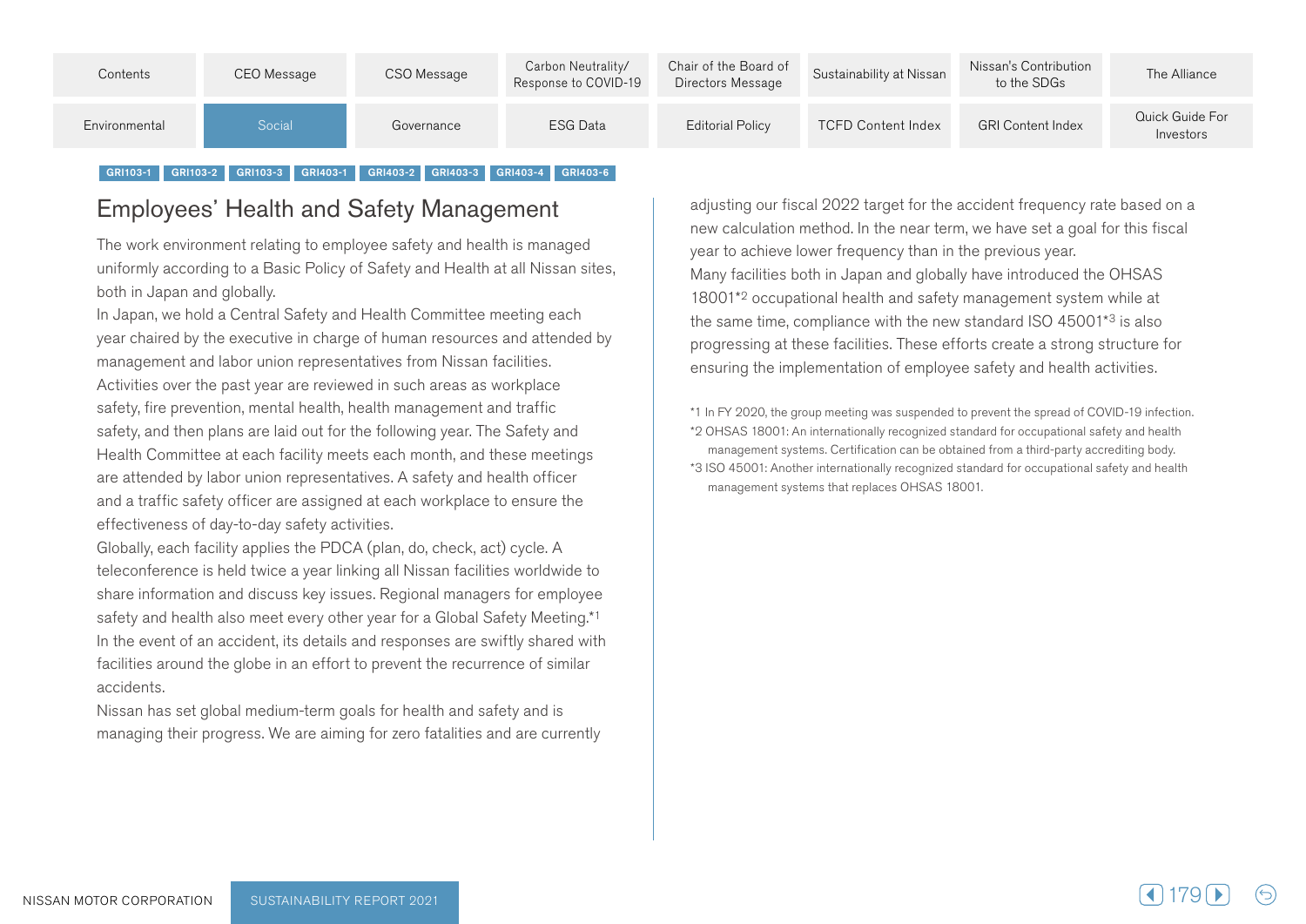GRI103-1 GRI103-2 GRI103-3 GRI403-1 GRI403-2 GRI403-3 GRI403-4 GRI403-6

## Employees' Health and Safety Management

The work environment relating to employee safety and health is managed uniformly according to a Basic Policy of Safety and Health at all Nissan sites, both in Japan and globally.

In Japan, we hold a Central Safety and Health Committee meeting each year chaired by the executive in charge of human resources and attended by management and labor union representatives from Nissan facilities. Activities over the past year are reviewed in such areas as workplace safety, fire prevention, mental health, health management and traffic safety, and then plans are laid out for the following year. The Safety and Health Committee at each facility meets each month, and these meetings are attended by labor union representatives. A safety and health officer and a traffic safety officer are assigned at each workplace to ensure the effectiveness of day-to-day safety activities.

Globally, each facility applies the PDCA (plan, do, check, act) cycle. A teleconference is held twice a year linking all Nissan facilities worldwide to share information and discuss key issues. Regional managers for employee safety and health also meet every other year for a Global Safety Meeting.*1

In the event of an accident, its details and responses are swiftly shared with facilities around the globe in an effort to prevent the recurrence of similar accidents.

Nissan has set global medium-term goals for health and safety and is managing their progress. We are aiming for zero fatalities and are currently adjusting our fiscal 2022 target for the accident frequency rate based on a new calculation method. In the near term, we have set a goal for this fiscal year to achieve lower frequency than in the previous year.

Many facilities both in Japan and globally have introduced the OHSAS 18001*2 occupational health and safety management system while at the same time, compliance with the new standard ISO 45001*3 is also progressing at these facilities. These efforts create a strong structure for ensuring the implementation of employee safety and health activities.

*1 In FY 2020, the group meeting was suspended to prevent the spread of COVID-19 infection.
*2 OHSAS 18001: An internationally recognized standard for occupational safety and health management systems. Certification can be obtained from a third-party accrediting body.
*3 ISO 45001: Another internationally recognized standard for occupational safety and health management systems that replaces OHSAS 18001.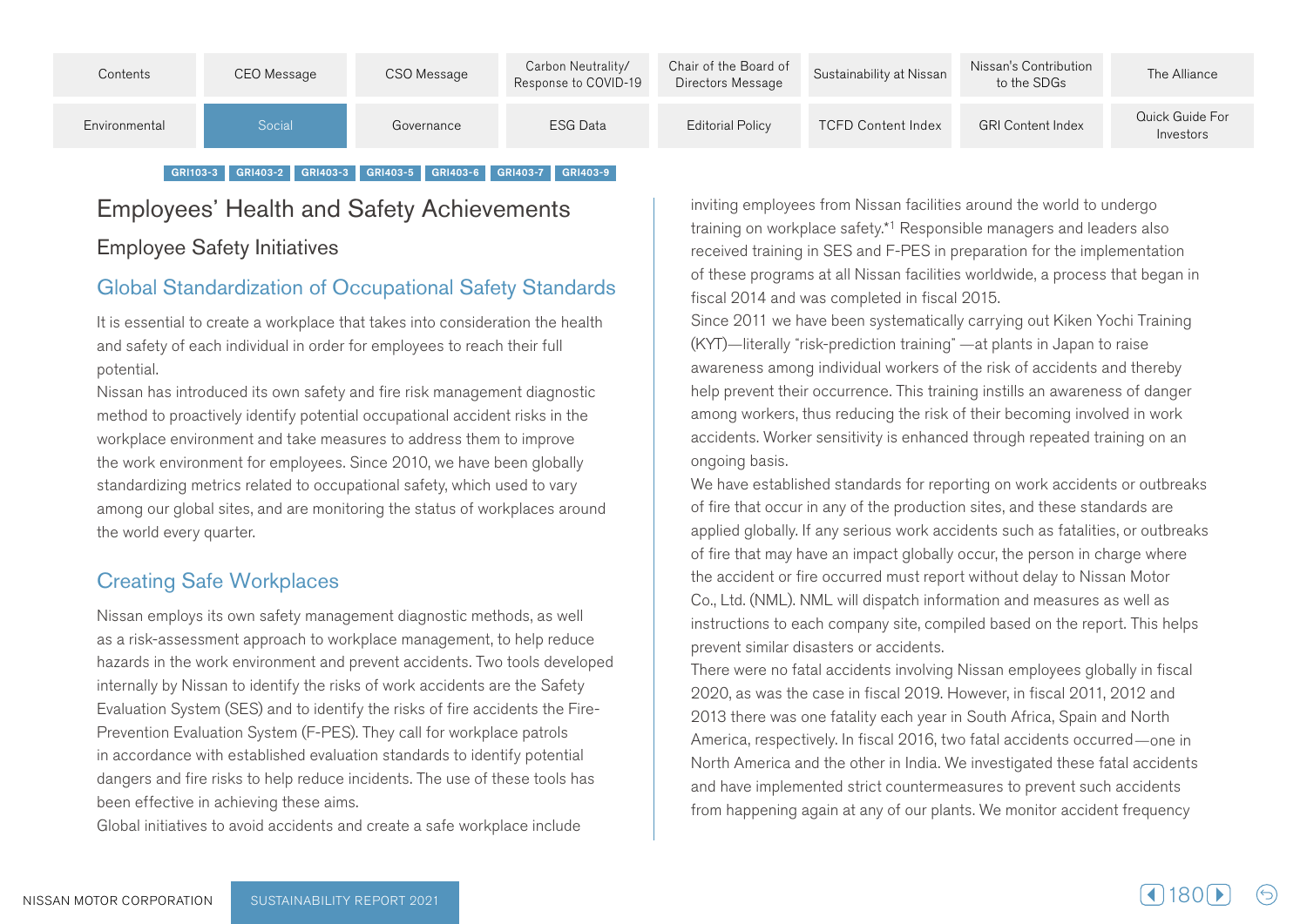GRI103-3 GRI403-2 GRI403-3 GRI403-5 GRI403-6 GRI403-7 GRI403-9

# Employees' Health and Safety Achievements

## Employee Safety Initiatives

### Global Standardization of Occupational Safety Standards

It is essential to create a workplace that takes into consideration the health and safety of each individual in order for employees to reach their full potential.

Nissan has introduced its own safety and fire risk management diagnostic method to proactively identify potential occupational accident risks in the workplace environment and take measures to address them to improve the work environment for employees. Since 2010, we have been globally standardizing metrics related to occupational safety, which used to vary among our global sites, and are monitoring the status of workplaces around the world every quarter.

### Creating Safe Workplaces

Nissan employs its own safety management diagnostic methods, as well as a risk-assessment approach to workplace management, to help reduce hazards in the work environment and prevent accidents. Two tools developed internally by Nissan to identify the risks of work accidents are the Safety Evaluation System (SES) and to identify the risks of fire accidents the Fire-Prevention Evaluation System (F-PES). They call for workplace patrols in accordance with established evaluation standards to identify potential dangers and fire risks to help reduce incidents. The use of these tools has been effective in achieving these aims.

Global initiatives to avoid accidents and create a safe workplace include inviting employees from Nissan facilities around the world to undergo training on workplace safety.*1 Responsible managers and leaders also received training in SES and F-PES in preparation for the implementation of these programs at all Nissan facilities worldwide, a process that began in fiscal 2014 and was completed in fiscal 2015.

Since 2011 we have been systematically carrying out Kiken Yochi Training (KYT)—literally "risk-prediction training" —at plants in Japan to raise awareness among individual workers of the risk of accidents and thereby help prevent their occurrence. This training instills an awareness of danger among workers, thus reducing the risk of their becoming involved in work accidents. Worker sensitivity is enhanced through repeated training on an ongoing basis.

We have established standards for reporting on work accidents or outbreaks of fire that occur in any of the production sites, and these standards are applied globally. If any serious work accidents such as fatalities, or outbreaks of fire that may have an impact globally occur, the person in charge where the accident or fire occurred must report without delay to Nissan Motor Co., Ltd. (NML). NML will dispatch information and measures as well as instructions to each company site, compiled based on the report. This helps prevent similar disasters or accidents.

There were no fatal accidents involving Nissan employees globally in fiscal 2020, as was the case in fiscal 2019. However, in fiscal 2011, 2012 and 2013 there was one fatality each year in South Africa, Spain and North America, respectively. In fiscal 2016, two fatal accidents occurred—one in North America and the other in India. We investigated these fatal accidents and have implemented strict countermeasures to prevent such accidents from happening again at any of our plants. We monitor accident frequency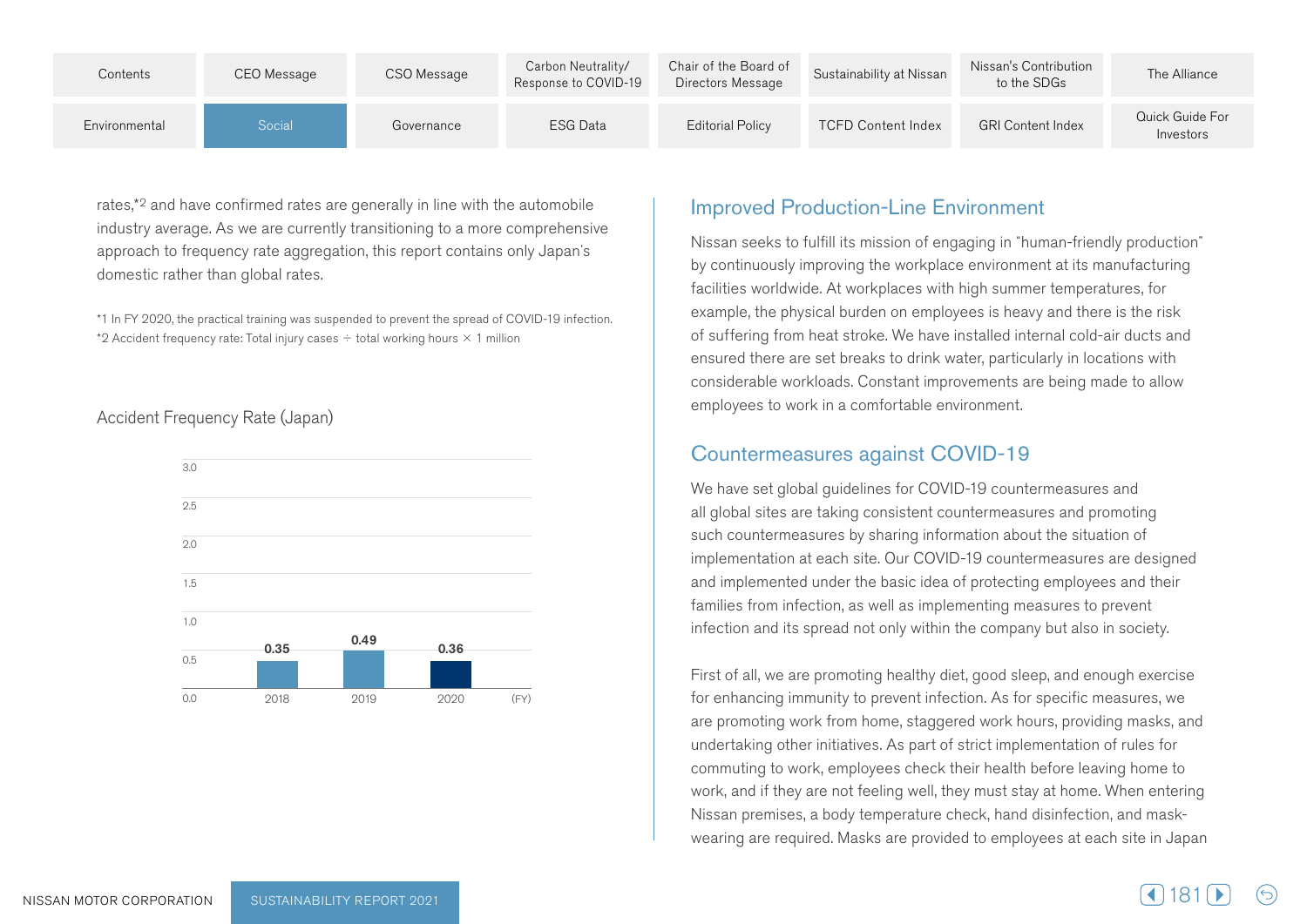rates,*2 and have confirmed rates are generally in line with the automobile industry average. As we are currently transitioning to a more comprehensive approach to frequency rate aggregation, this report contains only Japan's domestic rather than global rates.

*1 In FY 2020, the practical training was suspended to prevent the spread of COVID-19 infection.
*2 Accident frequency rate: Total injury cases ÷ total working hours × 1 million

Accident Frequency Rate (Japan)

| (FY) | 2018 | 2019 | 2020 |
|---|---|---|---|
| Accident Frequency Rate | 0.35 | 0.49 | 0.36 |

## Improved Production-Line Environment

Nissan seeks to fulfill its mission of engaging in "human-friendly production" by continuously improving the workplace environment at its manufacturing facilities worldwide. At workplaces with high summer temperatures, for example, the physical burden on employees is heavy and there is the risk of suffering from heat stroke. We have installed internal cold-air ducts and ensured there are set breaks to drink water, particularly in locations with considerable workloads. Constant improvements are being made to allow employees to work in a comfortable environment.

## Countermeasures against COVID-19

We have set global guidelines for COVID-19 countermeasures and all global sites are taking consistent countermeasures and promoting such countermeasures by sharing information about the situation of implementation at each site. Our COVID-19 countermeasures are designed and implemented under the basic idea of protecting employees and their families from infection, as well as implementing measures to prevent infection and its spread not only within the company but also in society.

First of all, we are promoting healthy diet, good sleep, and enough exercise for enhancing immunity to prevent infection. As for specific measures, we are promoting work from home, staggered work hours, providing masks, and undertaking other initiatives. As part of strict implementation of rules for commuting to work, employees check their health before leaving home to work, and if they are not feeling well, they must stay at home. When entering Nissan premises, a body temperature check, hand disinfection, and mask-wearing are required. Masks are provided to employees at each site in Japan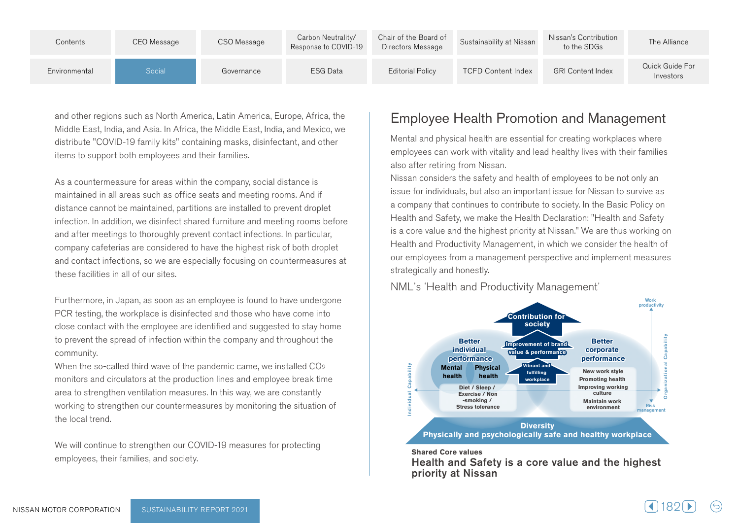and other regions such as North America, Latin America, Europe, Africa, the Middle East, India, and Asia. In Africa, the Middle East, India, and Mexico, we distribute "COVID-19 family kits" containing masks, disinfectant, and other items to support both employees and their families.

As a countermeasure for areas within the company, social distance is maintained in all areas such as office seats and meeting rooms. And if distance cannot be maintained, partitions are installed to prevent droplet infection. In addition, we disinfect shared furniture and meeting rooms before and after meetings to thoroughly prevent contact infections. In particular, company cafeterias are considered to have the highest risk of both droplet and contact infections, so we are especially focusing on countermeasures at these facilities in all of our sites.

Furthermore, in Japan, as soon as an employee is found to have undergone PCR testing, the workplace is disinfected and those who have come into close contact with the employee are identified and suggested to stay home to prevent the spread of infection within the company and throughout the community.
When the so-called third wave of the pandemic came, we installed $CO_2$ monitors and circulators at the production lines and employee break time area to strengthen ventilation measures. In this way, we are constantly working to strengthen our countermeasures by monitoring the situation of the local trend.

We will continue to strengthen our COVID-19 measures for protecting employees, their families, and society.

## Employee Health Promotion and Management

Mental and physical health are essential for creating workplaces where employees can work with vitality and lead healthy lives with their families also after retiring from Nissan.
Nissan considers the safety and health of employees to be not only an issue for individuals, but also an important issue for Nissan to survive as a company that continues to contribute to society. In the Basic Policy on Health and Safety, we make the Health Declaration: "Health and Safety is a core value and the highest priority at Nissan." We are thus working on Health and Productivity Management, in which we consider the health of our employees from a management perspective and implement measures strategically and honestly.

NML's 'Health and Productivity Management'

Contribution for society
Better individual performance
Improvement of brand value & performance
Better corporate performance
Mental health
Physical health
Vibrant and fulfilling workplace
Diet / Sleep / Exercise / Non-smoking / Stress tolerance
New work style
Promoting health
Improving working culture
Maintain work environment
Work productivity
Risk management
Individual Capability
Organizational Capability
Diversity
Physically and psychologically safe and healthy workplace

**Shared Core values**
**Health and Safety is a core value and the highest priority at Nissan**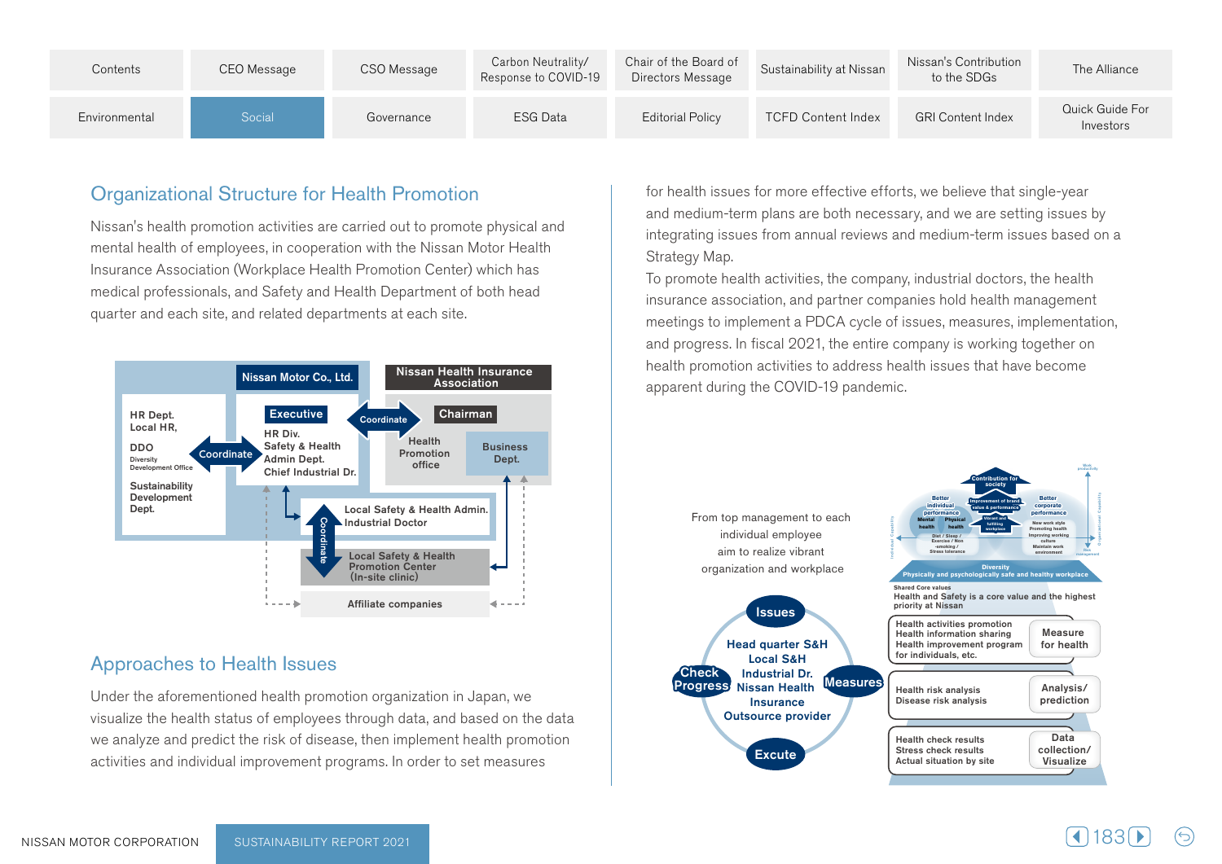## Organizational Structure for Health Promotion

Nissan's health promotion activities are carried out to promote physical and mental health of employees, in cooperation with the Nissan Motor Health Insurance Association (Workplace Health Promotion Center) which has medical professionals, and Safety and Health Department of both head quarter and each site, and related departments at each site.

Nissan Motor Co., Ltd.

HR Dept.
Local HR,

DDO
Diversity Development Office

Sustainability Development Dept.

Coordinate

Executive

HR Div.
Safety & Health Admin Dept.
Chief Industrial Dr.

Coordinate

Nissan Health Insurance Association

Chairman

Health Promotion office

Business Dept.

Local Safety & Health Admin.
Industrial Doctor

Coordinate

Local Safety & Health Promotion Center
(In-site clinic)

Affiliate companies

## Approaches to Health Issues

Under the aforementioned health promotion organization in Japan, we visualize the health status of employees through data, and based on the data we analyze and predict the risk of disease, then implement health promotion activities and individual improvement programs. In order to set measures for health issues for more effective efforts, we believe that single-year and medium-term plans are both necessary, and we are setting issues by integrating issues from annual reviews and medium-term issues based on a Strategy Map.

To promote health activities, the company, industrial doctors, the health insurance association, and partner companies hold health management meetings to implement a PDCA cycle of issues, measures, implementation, and progress. In fiscal 2021, the entire company is working together on health promotion activities to address health issues that have become apparent during the COVID-19 pandemic.

From top management to each individual employee aim to realize vibrant organization and workplace

Issues

Head quarter S&H
Local S&H
Industrial Dr.
Nissan Health Insurance
Outsource provider

Check Progress

Measures

Excute

Contribution for society

Better individual performance

Improvement of brand value & performance

Better corporate performance

Mental health

Physical health

Vibrant and fulfilling workplace

New work style
Promoting health
Improving working culture
Maintain work environment

Diet / Sleep / Exercise / Non-smoking / Stress tolerance

Individual Capability

Organizational Capability

Work productivity

Work management

Diversity
Physically and psychologically safe and healthy workplace

Shared Core values
Health and Safety is a core value and the highest priority at Nissan

Health activities promotion
Health information sharing
Health improvement program for individuals, etc.

Measure for health

Health risk analysis
Disease risk analysis

Analysis/ prediction

Health check results
Stress check results
Actual situation by site

Data collection/ Visualize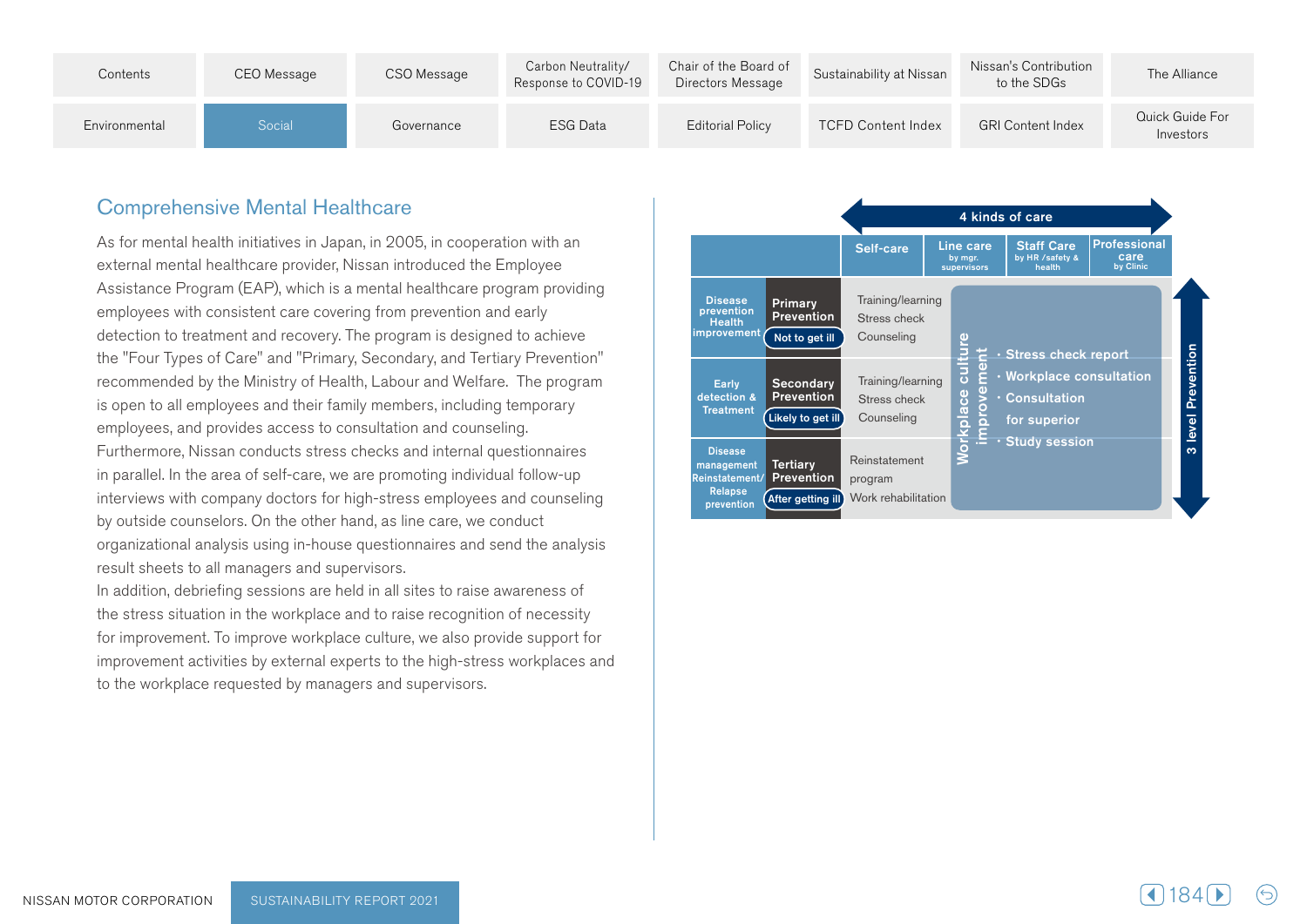## Comprehensive Mental Healthcare

As for mental health initiatives in Japan, in 2005, in cooperation with an external mental healthcare provider, Nissan introduced the Employee Assistance Program (EAP), which is a mental healthcare program providing employees with consistent care covering from prevention and early detection to treatment and recovery. The program is designed to achieve the "Four Types of Care" and "Primary, Secondary, and Tertiary Prevention" recommended by the Ministry of Health, Labour and Welfare. The program is open to all employees and their family members, including temporary employees, and provides access to consultation and counseling. Furthermore, Nissan conducts stress checks and internal questionnaires in parallel. In the area of self-care, we are promoting individual follow-up interviews with company doctors for high-stress employees and counseling by outside counselors. On the other hand, as line care, we conduct organizational analysis using in-house questionnaires and send the analysis result sheets to all managers and supervisors.
In addition, debriefing sessions are held in all sites to raise awareness of the stress situation in the workplace and to raise recognition of necessity for improvement. To improve workplace culture, we also provide support for improvement activities by external experts to the high-stress workplaces and to the workplace requested by managers and supervisors.

**4 kinds of care** / **3 level Prevention**

| | | Self-care | Line care (by mgr. supervisors) | Staff Care (by HR /safety & health) | Professional care (by Clinic) |
|---|---|---|---|---|---|
| Disease prevention Health improvement | Primary Prevention (Not to get ill) | Training/learning<br>Stress check<br>Counseling | Workplace culture improvement:<br>· Stress check report<br>· Workplace consultation<br>· Consultation for superior<br>· Study session | | |
| Early detection & Treatment | Secondary Prevention (Likely to get ill) | Training/learning<br>Stress check<br>Counseling | | | |
| Disease management Reinstatement/ Relapse prevention | Tertiary Prevention (After getting ill) | Reinstatement program<br>Work rehabilitation | | | |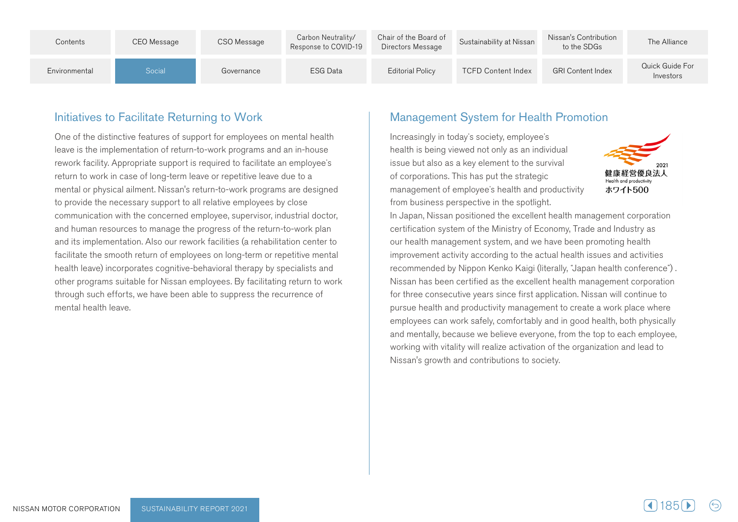## Initiatives to Facilitate Returning to Work

One of the distinctive features of support for employees on mental health leave is the implementation of return-to-work programs and an in-house rework facility. Appropriate support is required to facilitate an employee's return to work in case of long-term leave or repetitive leave due to a mental or physical ailment. Nissan's return-to-work programs are designed to provide the necessary support to all relative employees by close communication with the concerned employee, supervisor, industrial doctor, and human resources to manage the progress of the return-to-work plan and its implementation. Also our rework facilities (a rehabilitation center to facilitate the smooth return of employees on long-term or repetitive mental health leave) incorporates cognitive-behavioral therapy by specialists and other programs suitable for Nissan employees. By facilitating return to work through such efforts, we have been able to suppress the recurrence of mental health leave.

## Management System for Health Promotion

Increasingly in today's society, employee's health is being viewed not only as an individual issue but also as a key element to the survival of corporations. This has put the strategic management of employee's health and productivity from business perspective in the spotlight.

2021
健康経営優良法人
Health and productivity
ホワイト500

In Japan, Nissan positioned the excellent health management corporation certification system of the Ministry of Economy, Trade and Industry as our health management system, and we have been promoting health improvement activity according to the actual health issues and activities recommended by Nippon Kenko Kaigi (literally, "Japan health conference") . Nissan has been certified as the excellent health management corporation for three consecutive years since first application. Nissan will continue to pursue health and productivity management to create a work place where employees can work safely, comfortably and in good health, both physically and mentally, because we believe everyone, from the top to each employee, working with vitality will realize activation of the organization and lead to Nissan's growth and contributions to society.